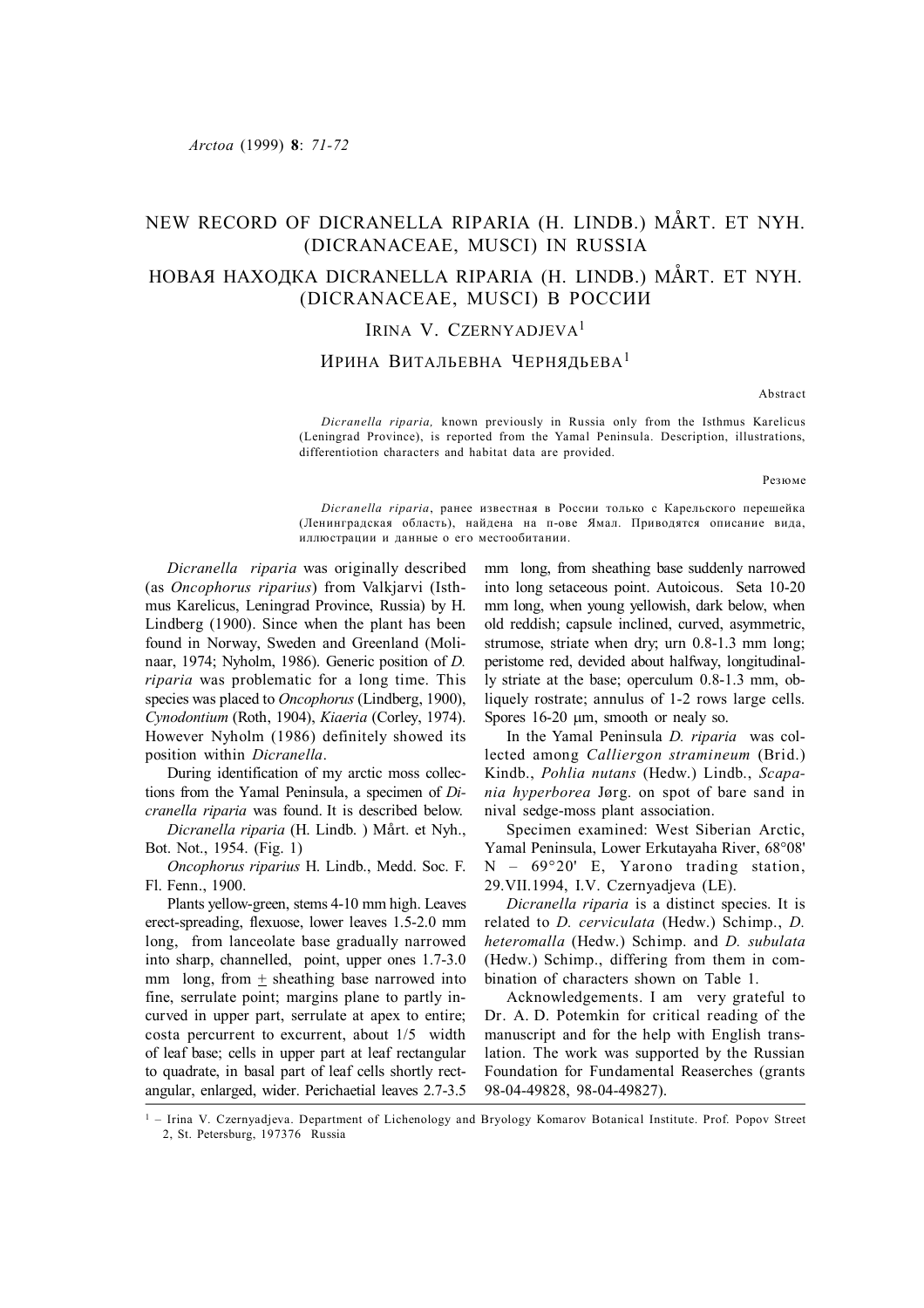# NEW RECORD OF DICRANELLA RIPARIA (H. LINDB.) MÅRT. ET NYH. (DICRANACEAE, MUSCI) IN RUSSIA

# НОВАЯ НАХОДКА DICRANELLA RIPARIA (H. LINDB.) MÅRT. ET NYH. (DICRANACEAE, MUSCI) В РОССИИ

IRINA V. CZERNYADJEVA[1]

ИРИНА ВИТАЛЬЕВНА ЧЕРНЯДЬЕВА[1]

Abstract

*Dicranella riparia,* known previously in Russia only from the Isthmus Karelicus (Leningrad Province), is reported from the Yamal Peninsula. Description, illustrations, differentiotion characters and habitat data are provided.

Резюме

*Dicranella riparia*, ранее известная в России только с Карельского перешейка (Ленинградская область), найдена на п-ове Ямал. Приводятся описание вида, иллюстрации и данные о его местообитании.

*Dicranella riparia* was originally described (as *Oncophorus riparius*) from Valkjarvi (Isthmus Karelicus, Leningrad Province, Russia) by H. Lindberg (1900). Since when the plant has been found in Norway, Sweden and Greenland (Molinaar, 1974; Nyholm, 1986). Generic position of *D. riparia* was problematic for a long time. This species was placed to *Oncophorus* (Lindberg, 1900), *Cynodontium* (Roth, 1904), *Kiaeria* (Corley, 1974). However Nyholm (1986) definitely showed its position within *Dicranella*.

During identification of my arctic moss collections from the Yamal Peninsula, a specimen of *Dicranella riparia* was found. It is described below.

*Dicranella riparia* (H. Lindb. ) Mårt. et Nyh., Bot. Not., 1954. (Fig. 1)

*Oncophorus riparius* H. Lindb., Medd. Soc. F. Fl. Fenn., 1900.

Plants yellow-green, stems 4-10 mm high. Leaves erect-spreading, flexuose, lower leaves 1.5-2.0 mm long, from lanceolate base gradually narrowed into sharp, channelled, point, upper ones 1.7-3.0 mm long, from ± sheathing base narrowed into fine, serrulate point; margins plane to partly incurved in upper part, serrulate at apex to entire; costa percurrent to excurrent, about 1/5 width of leaf base; cells in upper part at leaf rectangular to quadrate, in basal part of leaf cells shortly rectangular, enlarged, wider. Perichaetial leaves 2.7-3.5 mm long, from sheathing base suddenly narrowed into long setaceous point. Autoicous. Seta 10-20 mm long, when young yellowish, dark below, when old reddish; capsule inclined, curved, asymmetric, strumose, striate when dry; urn 0.8-1.3 mm long; peristome red, devided about halfway, longitudinally striate at the base; operculum 0.8-1.3 mm, obliquely rostrate; annulus of 1-2 rows large cells. Spores 16-20 μm, smooth or nealy so.

In the Yamal Peninsula *D. riparia* was collected among *Calliergon stramineum* (Brid.) Kindb., *Pohlia nutans* (Hedw.) Lindb., *Scapania hyperborea* Jørg. on spot of bare sand in nival sedge-moss plant association.

Specimen examined: West Siberian Arctic, Yamal Peninsula, Lower Erkutayaha River, 68°08' N – 69°20' E, Yarono trading station, 29.VII.1994, I.V. Czernyadjeva (LE).

*Dicranella riparia* is a distinct species. It is related to *D. cerviculata* (Hedw.) Schimp., *D. heteromalla* (Hedw.) Schimp. and *D. subulata* (Hedw.) Schimp., differing from them in combination of characters shown on Table 1.

Acknowledgements. I am very grateful to Dr. A. D. Potemkin for critical reading of the manuscript and for the help with English translation. The work was supported by the Russian Foundation for Fundamental Reaserches (grants 98-04-49828, 98-04-49827).

[1] – Irina V. Czernyadjeva. Department of Lichenology and Bryology Komarov Botanical Institute. Prof. Popov Street 2, St. Petersburg, 197376 Russia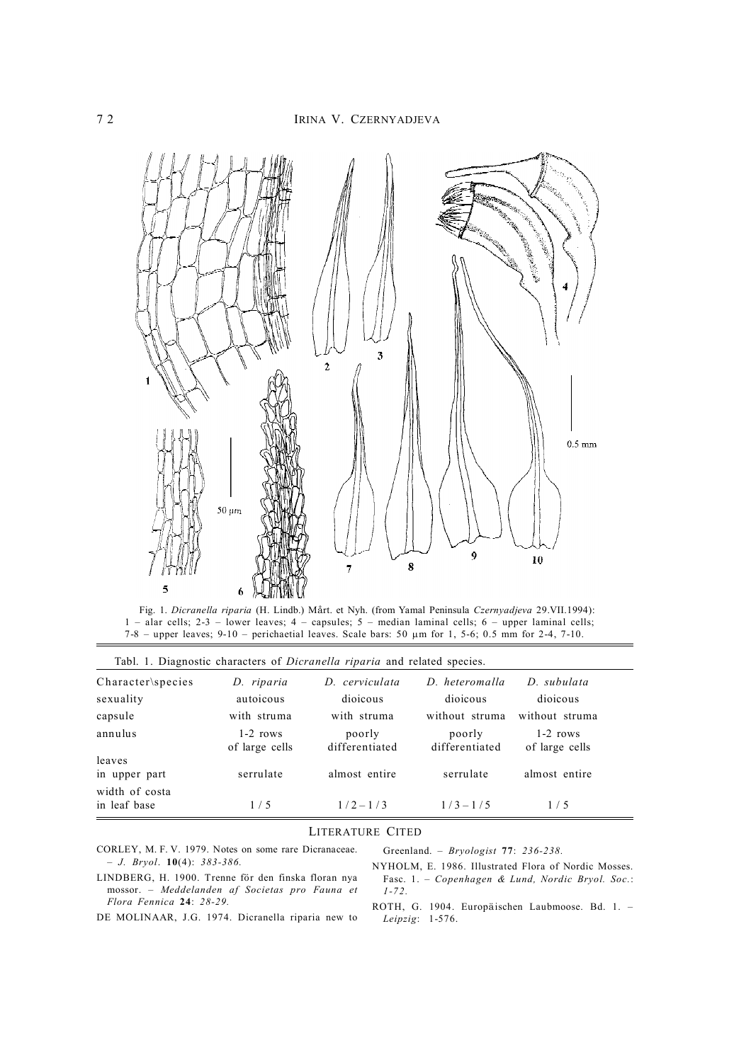Fig. 1. *Dicranella riparia* (H. Lindb.) Mårt. et Nyh. (from Yamal Peninsula *Czernyadjeva* 29.VII.1994): 1 – alar cells; 2-3 – lower leaves; 4 – capsules; 5 – median laminal cells; 6 – upper laminal cells; 7-8 – upper leaves; 9-10 – perichaetial leaves. Scale bars: 50 μm for 1, 5-6; 0.5 mm for 2-4, 7-10.

Tabl. 1. Diagnostic characters of *Dicranella riparia* and related species.

| Character\species | *D. riparia* | *D. cerviculata* | *D. heteromalla* | *D. subulata* |
|---|---|---|---|---|
| sexuality | autoicous | dioicous | dioicous | dioicous |
| capsule | with struma | with struma | without struma | without struma |
| annulus | 1-2 rows of large cells | poorly differentiated | poorly differentiated | 1-2 rows of large cells |
| leaves in upper part | serrulate | almost entire | serrulate | almost entire |
| width of costa in leaf base | 1 / 5 | 1 / 2 – 1 / 3 | 1 / 3 – 1 / 5 | 1 / 5 |

## LITERATURE CITED

CORLEY, M. F. V. 1979. Notes on some rare Dicranaceae. – *J. Bryol*. **10**(4): *383-386.*

LINDBERG, H. 1900. Trenne för den finska floran nya mossor. – *Meddelanden af Societas pro Fauna et Flora Fennica* **24**: *28-29.*

DE MOLINAAR, J.G. 1974. Dicranella riparia new to Greenland. – *Bryologist* **77**: *236-238.*

NYHOLM, E. 1986. Illustrated Flora of Nordic Mosses. Fasc. 1. – *Copenhagen & Lund, Nordic Bryol. Soc.*: *1-72.*

ROTH, G. 1904. Europäischen Laubmoose. Bd. 1. – *Leipzig*: 1-576.